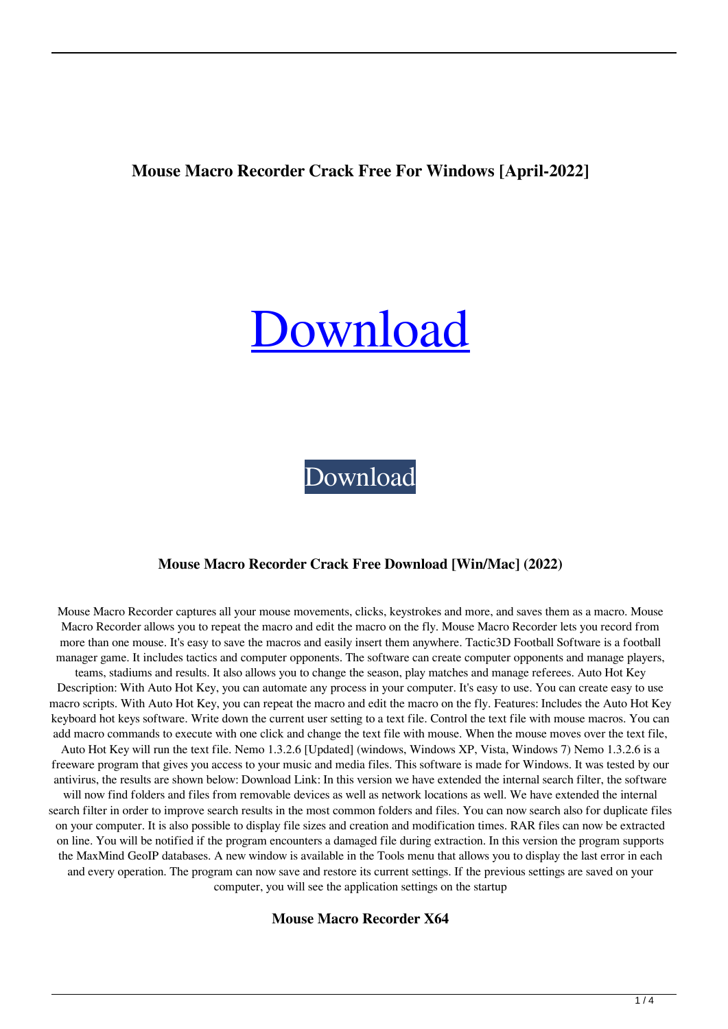# Mouse Macro Recorder Crack Free For Windows [April-2022]

# Download

Download

### Mouse Macro Recorder Crack Free Download [Win/Mac] (2022)

Mouse Macro Recorder captures all your mouse movements, clicks, keystrokes and more, and saves them as a macro. Mouse Macro Recorder allows you to repeat the macro and edit the macro on the fly. Mouse Macro Recorder lets you record from more than one mouse. It's easy to save the macros and easily insert them anywhere. Tactic3D Football Software is a football manager game. It includes tactics and computer opponents. The software can create computer opponents and manage players, teams, stadiums and results. It also allows you to change the season, play matches and manage referees. Auto Hot Key Description: With Auto Hot Key, you can automate any process in your computer. It's easy to use. You can create easy to use macro scripts. With Auto Hot Key, you can repeat the macro and edit the macro on the fly. Features: Includes the Auto Hot Key keyboard hot keys software. Write down the current user setting to a text file. Control the text file with mouse macros. You can add macro commands to execute with one click and change the text file with mouse. When the mouse moves over the text file, Auto Hot Key will run the text file. Nemo 1.3.2.6 [Updated] (windows, Windows XP, Vista, Windows 7) Nemo 1.3.2.6 is a freeware program that gives you access to your music and media files. This software is made for Windows. It was tested by our antivirus, the results are shown below: Download Link: In this version we have extended the internal search filter, the software will now find folders and files from removable devices as well as network locations as well. We have extended the internal search filter in order to improve search results in the most common folders and files. You can now search also for duplicate files on your computer. It is also possible to display file sizes and creation and modification times. RAR files can now be extracted on line. You will be notified if the program encounters a damaged file during extraction. In this version the program supports the MaxMind GeoIP databases. A new window is available in the Tools menu that allows you to display the last error in each and every operation. The program can now save and restore its current settings. If the previous settings are saved on your computer, you will see the application settings on the startup

### Mouse Macro Recorder X64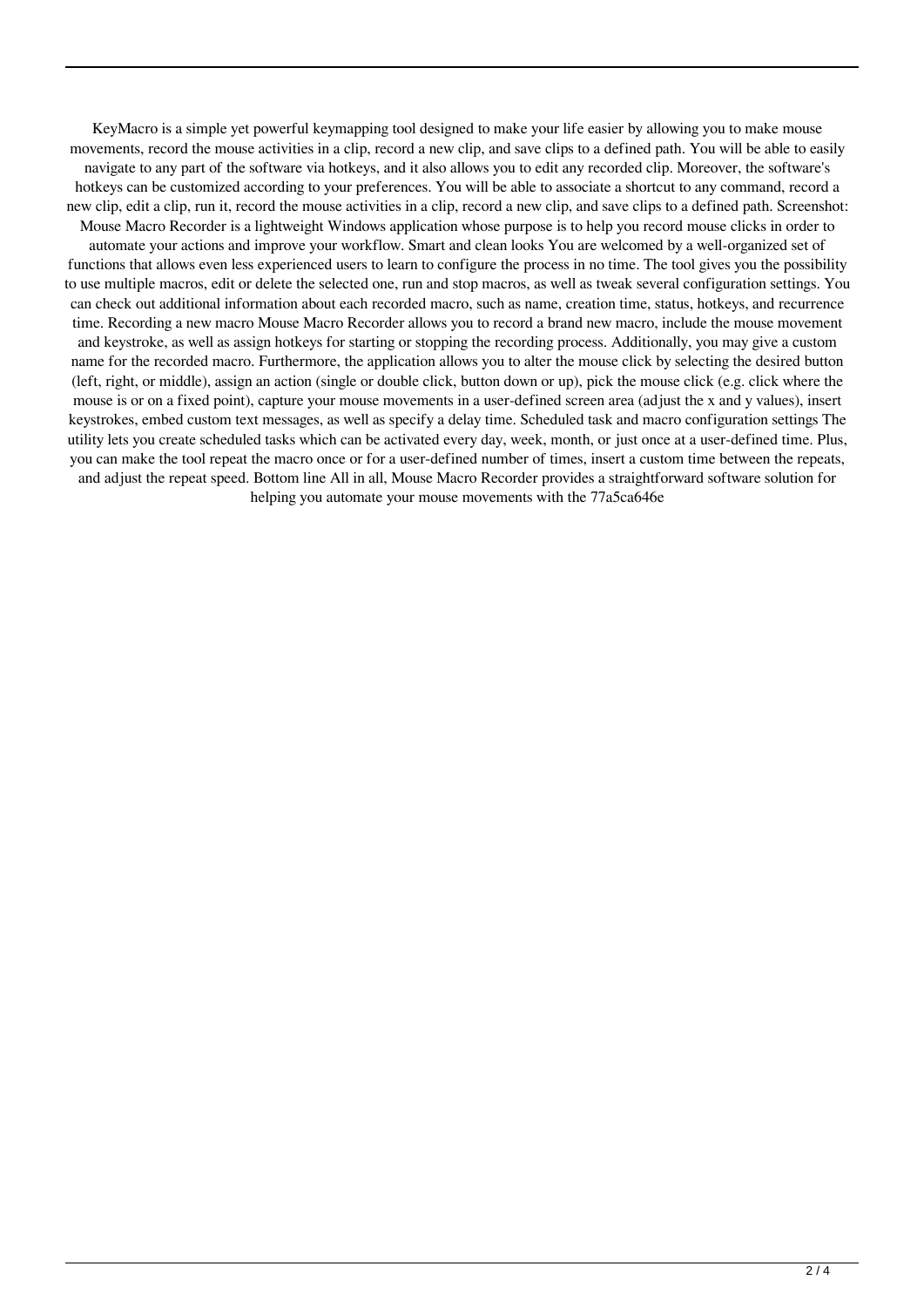KeyMacro is a simple yet powerful keymapping tool designed to make your life easier by allowing you to make mouse movements, record the mouse activities in a clip, record a new clip, and save clips to a defined path. You will be able to easily navigate to any part of the software via hotkeys, and it also allows you to edit any recorded clip. Moreover, the software's hotkeys can be customized according to your preferences. You will be able to associate a shortcut to any command, record a new clip, edit a clip, run it, record the mouse activities in a clip, record a new clip, and save clips to a defined path. Screenshot: Mouse Macro Recorder is a lightweight Windows application whose purpose is to help you record mouse clicks in order to automate your actions and improve your workflow. Smart and clean looks You are welcomed by a well-organized set of functions that allows even less experienced users to learn to configure the process in no time. The tool gives you the possibility to use multiple macros, edit or delete the selected one, run and stop macros, as well as tweak several configuration settings. You can check out additional information about each recorded macro, such as name, creation time, status, hotkeys, and recurrence time. Recording a new macro Mouse Macro Recorder allows you to record a brand new macro, include the mouse movement and keystroke, as well as assign hotkeys for starting or stopping the recording process. Additionally, you may give a custom name for the recorded macro. Furthermore, the application allows you to alter the mouse click by selecting the desired button (left, right, or middle), assign an action (single or double click, button down or up), pick the mouse click (e.g. click where the mouse is or on a fixed point), capture your mouse movements in a user-defined screen area (adjust the x and y values), insert keystrokes, embed custom text messages, as well as specify a delay time. Scheduled task and macro configuration settings The utility lets you create scheduled tasks which can be activated every day, week, month, or just once at a user-defined time. Plus, you can make the tool repeat the macro once or for a user-defined number of times, insert a custom time between the repeats, and adjust the repeat speed. Bottom line All in all, Mouse Macro Recorder provides a straightforward software solution for helping you automate your mouse movements with the 77a5ca646e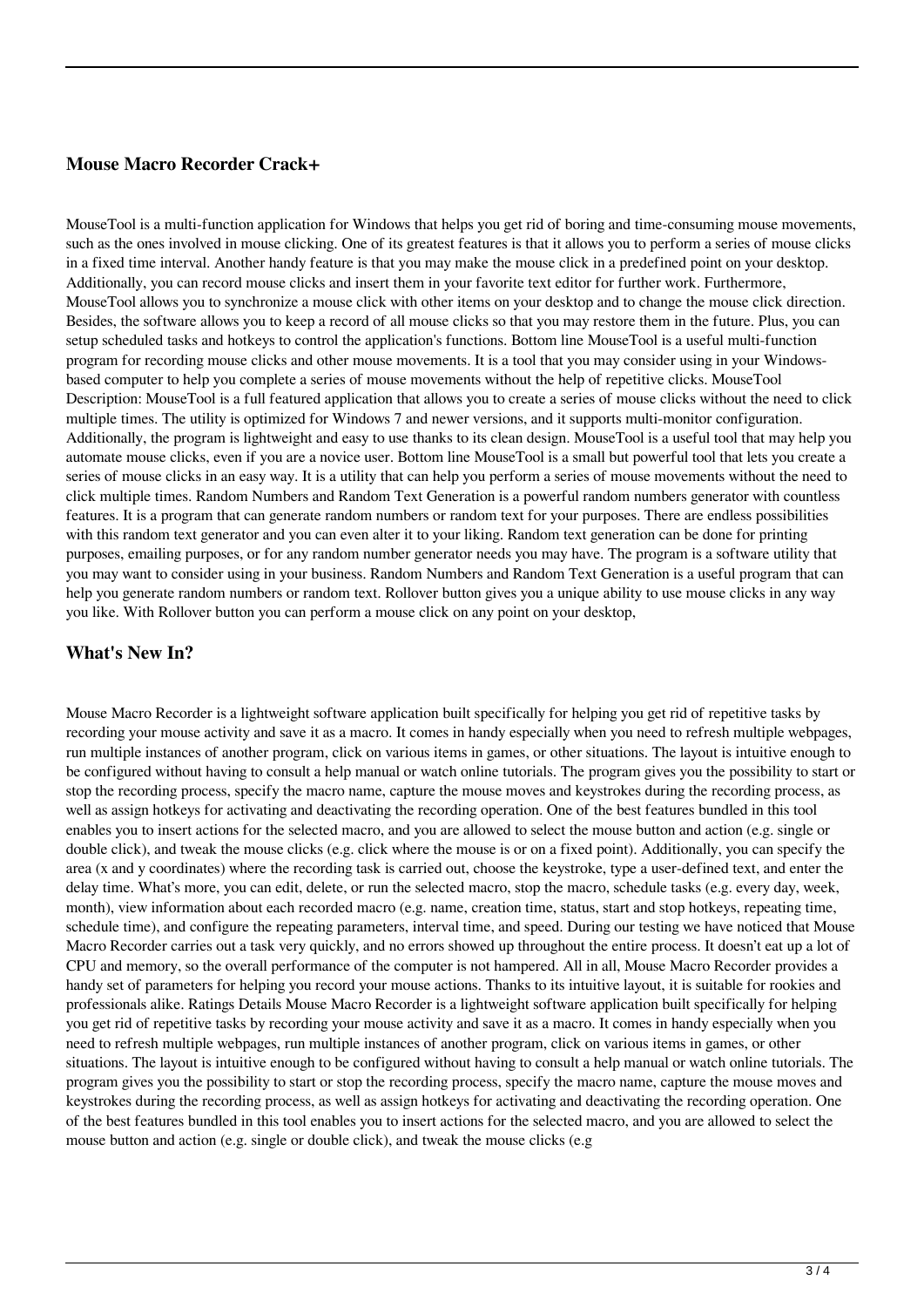### **Mouse Macro Recorder Crack+**

MouseTool is a multi-function application for Windows that helps you get rid of boring and time-consuming mouse movements, such as the ones involved in mouse clicking. One of its greatest features is that it allows you to perform a series of mouse clicks in a fixed time interval. Another handy feature is that you may make the mouse click in a predefined point on your desktop. Additionally, you can record mouse clicks and insert them in your favorite text editor for further work. Furthermore, MouseTool allows you to synchronize a mouse click with other items on your desktop and to change the mouse click direction. Besides, the software allows you to keep a record of all mouse clicks so that you may restore them in the future. Plus, you can setup scheduled tasks and hotkeys to control the application's functions. Bottom line MouseTool is a useful multi-function program for recording mouse clicks and other mouse movements. It is a tool that you may consider using in your Windows-based computer to help you complete a series of mouse movements without the help of repetitive clicks. MouseTool Description: MouseTool is a full featured application that allows you to create a series of mouse clicks without the need to click multiple times. The utility is optimized for Windows 7 and newer versions, and it supports multi-monitor configuration. Additionally, the program is lightweight and easy to use thanks to its clean design. MouseTool is a useful tool that may help you automate mouse clicks, even if you are a novice user. Bottom line MouseTool is a small but powerful tool that lets you create a series of mouse clicks in an easy way. It is a utility that can help you perform a series of mouse movements without the need to click multiple times. Random Numbers and Random Text Generation is a powerful random numbers generator with countless features. It is a program that can generate random numbers or random text for your purposes. There are endless possibilities with this random text generator and you can even alter it to your liking. Random text generation can be done for printing purposes, emailing purposes, or for any random number generator needs you may have. The program is a software utility that you may want to consider using in your business. Random Numbers and Random Text Generation is a useful program that can help you generate random numbers or random text. Rollover button gives you a unique ability to use mouse clicks in any way you like. With Rollover button you can perform a mouse click on any point on your desktop,

### **What's New In?**

Mouse Macro Recorder is a lightweight software application built specifically for helping you get rid of repetitive tasks by recording your mouse activity and save it as a macro. It comes in handy especially when you need to refresh multiple webpages, run multiple instances of another program, click on various items in games, or other situations. The layout is intuitive enough to be configured without having to consult a help manual or watch online tutorials. The program gives you the possibility to start or stop the recording process, specify the macro name, capture the mouse moves and keystrokes during the recording process, as well as assign hotkeys for activating and deactivating the recording operation. One of the best features bundled in this tool enables you to insert actions for the selected macro, and you are allowed to select the mouse button and action (e.g. single or double click), and tweak the mouse clicks (e.g. click where the mouse is or on a fixed point). Additionally, you can specify the area (x and y coordinates) where the recording task is carried out, choose the keystroke, type a user-defined text, and enter the delay time. What's more, you can edit, delete, or run the selected macro, stop the macro, schedule tasks (e.g. every day, week, month), view information about each recorded macro (e.g. name, creation time, status, start and stop hotkeys, repeating time, schedule time), and configure the repeating parameters, interval time, and speed. During our testing we have noticed that Mouse Macro Recorder carries out a task very quickly, and no errors showed up throughout the entire process. It doesn't eat up a lot of CPU and memory, so the overall performance of the computer is not hampered. All in all, Mouse Macro Recorder provides a handy set of parameters for helping you record your mouse actions. Thanks to its intuitive layout, it is suitable for rookies and professionals alike. Ratings Details Mouse Macro Recorder is a lightweight software application built specifically for helping you get rid of repetitive tasks by recording your mouse activity and save it as a macro. It comes in handy especially when you need to refresh multiple webpages, run multiple instances of another program, click on various items in games, or other situations. The layout is intuitive enough to be configured without having to consult a help manual or watch online tutorials. The program gives you the possibility to start or stop the recording process, specify the macro name, capture the mouse moves and keystrokes during the recording process, as well as assign hotkeys for activating and deactivating the recording operation. One of the best features bundled in this tool enables you to insert actions for the selected macro, and you are allowed to select the mouse button and action (e.g. single or double click), and tweak the mouse clicks (e.g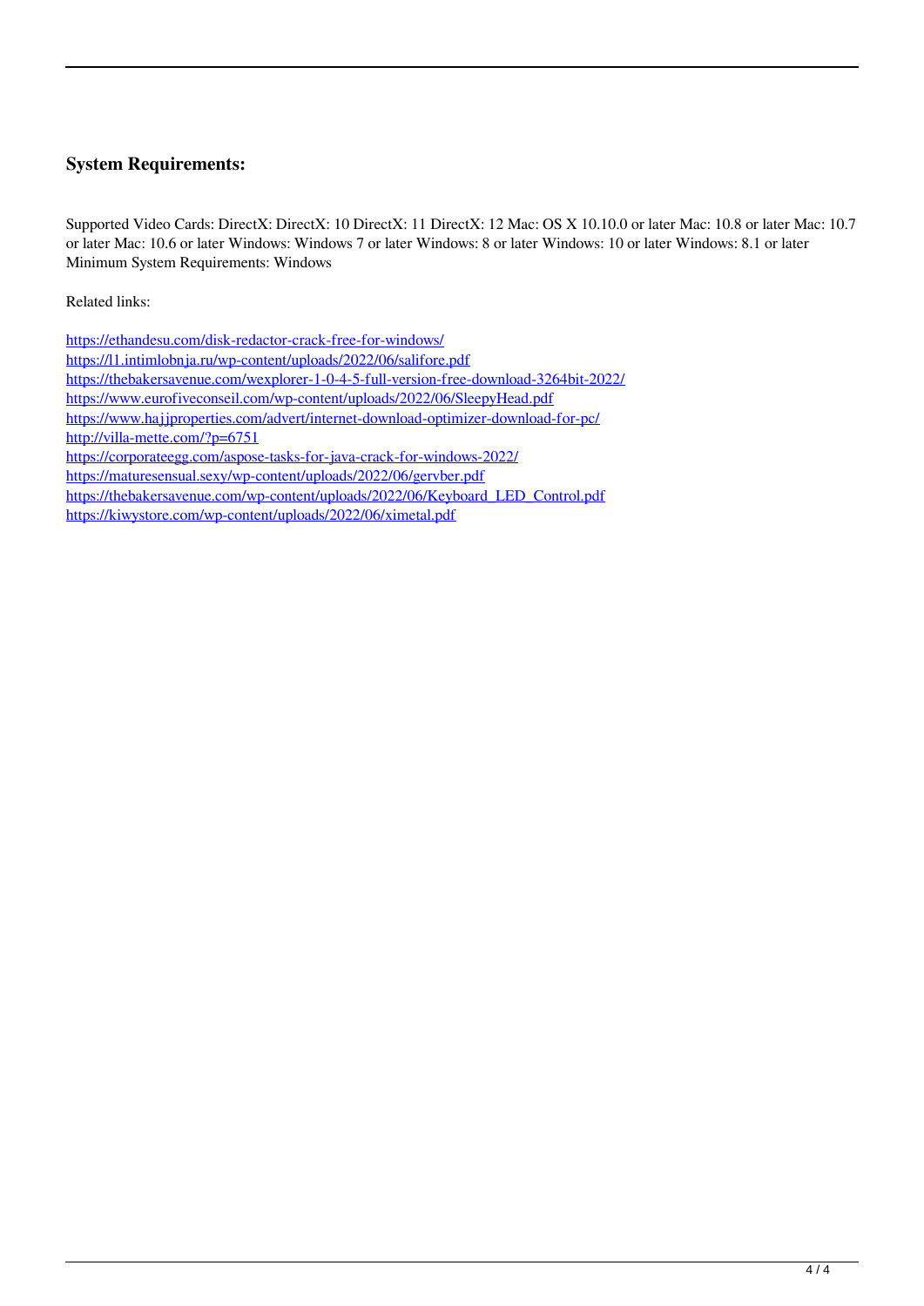### System Requirements:

Supported Video Cards: DirectX: DirectX: 10 DirectX: 11 DirectX: 12 Mac: OS X 10.10.0 or later Mac: 10.8 or later Mac: 10.7 or later Mac: 10.6 or later Windows: Windows 7 or later Windows: 8 or later Windows: 10 or later Windows: 8.1 or later Minimum System Requirements: Windows

Related links:

https://ethandesu.com/disk-redactor-crack-free-for-windows/
https://l1.intimlobnja.ru/wp-content/uploads/2022/06/salifore.pdf
https://thebakersavenue.com/wexplorer-1-0-4-5-full-version-free-download-3264bit-2022/
https://www.eurofiveconseil.com/wp-content/uploads/2022/06/SleepyHead.pdf
https://www.hajjproperties.com/advert/internet-download-optimizer-download-for-pc/
http://villa-mette.com/?p=6751
https://corporateegg.com/aspose-tasks-for-java-crack-for-windows-2022/
https://maturesensual.sexy/wp-content/uploads/2022/06/gervber.pdf
https://thebakersavenue.com/wp-content/uploads/2022/06/Keyboard_LED_Control.pdf
https://kiwystore.com/wp-content/uploads/2022/06/ximetal.pdf